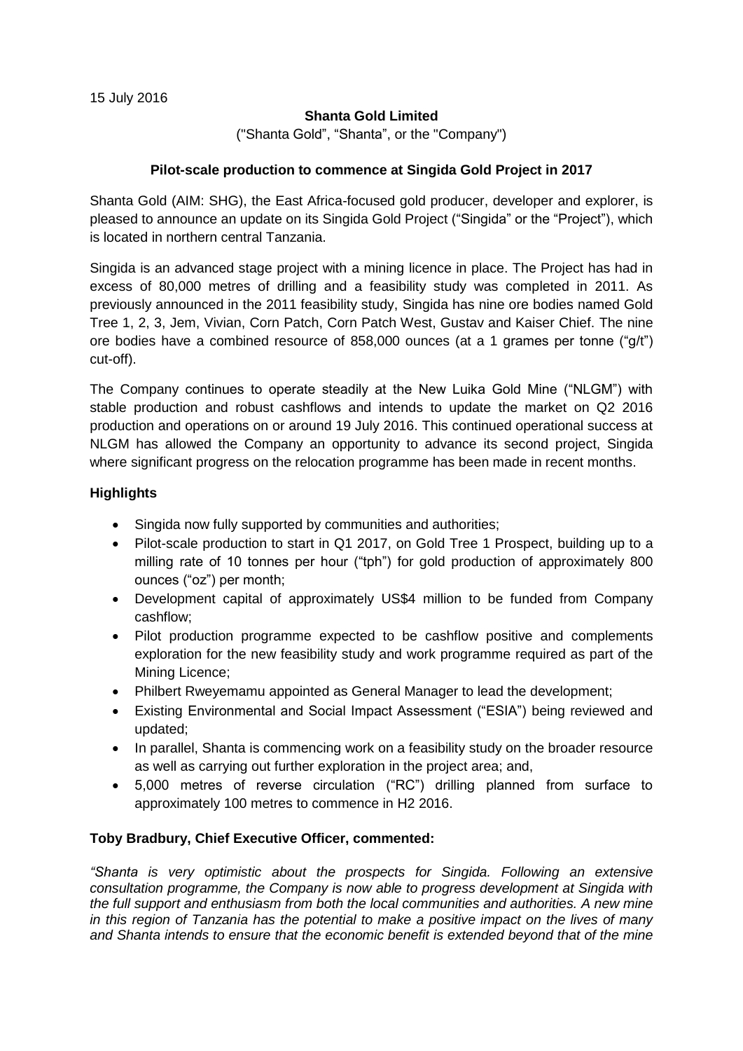15 July 2016

**Shanta Gold Limited**

("Shanta Gold", "Shanta", or the "Company")

**Pilot-scale production to commence at Singida Gold Project in 2017**

Shanta Gold (AIM: SHG), the East Africa-focused gold producer, developer and explorer, is pleased to announce an update on its Singida Gold Project ("Singida" or the "Project"), which is located in northern central Tanzania.

Singida is an advanced stage project with a mining licence in place. The Project has had in excess of 80,000 metres of drilling and a feasibility study was completed in 2011. As previously announced in the 2011 feasibility study, Singida has nine ore bodies named Gold Tree 1, 2, 3, Jem, Vivian, Corn Patch, Corn Patch West, Gustav and Kaiser Chief. The nine ore bodies have a combined resource of 858,000 ounces (at a 1 grames per tonne ("g/t") cut-off).

The Company continues to operate steadily at the New Luika Gold Mine ("NLGM") with stable production and robust cashflows and intends to update the market on Q2 2016 production and operations on or around 19 July 2016. This continued operational success at NLGM has allowed the Company an opportunity to advance its second project, Singida where significant progress on the relocation programme has been made in recent months.

**Highlights**

- Singida now fully supported by communities and authorities;
- Pilot-scale production to start in Q1 2017, on Gold Tree 1 Prospect, building up to a milling rate of 10 tonnes per hour ("tph") for gold production of approximately 800 ounces ("oz") per month;
- Development capital of approximately US$4 million to be funded from Company cashflow;
- Pilot production programme expected to be cashflow positive and complements exploration for the new feasibility study and work programme required as part of the Mining Licence;
- Philbert Rweyemamu appointed as General Manager to lead the development;
- Existing Environmental and Social Impact Assessment ("ESIA") being reviewed and updated;
- In parallel, Shanta is commencing work on a feasibility study on the broader resource as well as carrying out further exploration in the project area; and,
- 5,000 metres of reverse circulation ("RC") drilling planned from surface to approximately 100 metres to commence in H2 2016.

**Toby Bradbury, Chief Executive Officer, commented:**

*"Shanta is very optimistic about the prospects for Singida. Following an extensive consultation programme, the Company is now able to progress development at Singida with the full support and enthusiasm from both the local communities and authorities. A new mine in this region of Tanzania has the potential to make a positive impact on the lives of many and Shanta intends to ensure that the economic benefit is extended beyond that of the mine*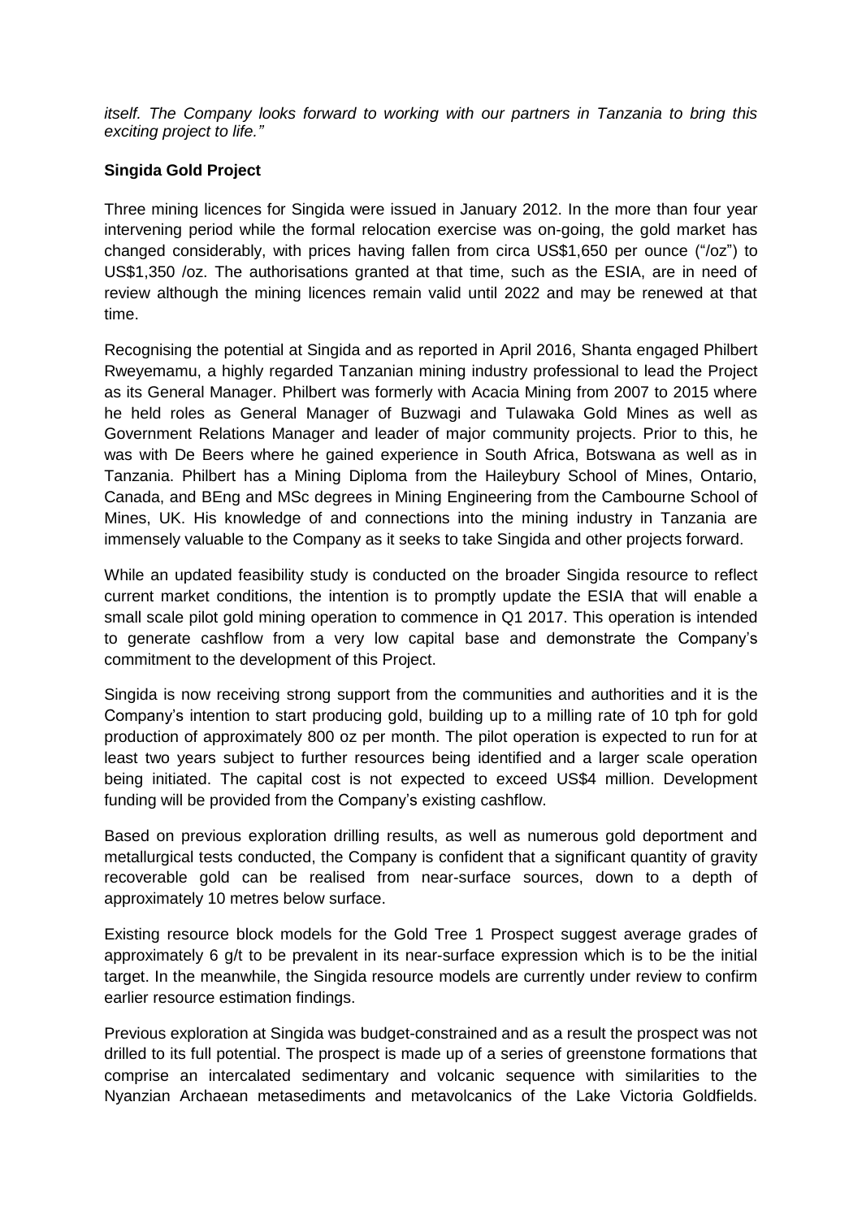*itself. The Company looks forward to working with our partners in Tanzania to bring this exciting project to life."*

**Singida Gold Project**

Three mining licences for Singida were issued in January 2012. In the more than four year intervening period while the formal relocation exercise was on-going, the gold market has changed considerably, with prices having fallen from circa US$1,650 per ounce ("/oz") to US$1,350 /oz. The authorisations granted at that time, such as the ESIA, are in need of review although the mining licences remain valid until 2022 and may be renewed at that time.

Recognising the potential at Singida and as reported in April 2016, Shanta engaged Philbert Rweyemamu, a highly regarded Tanzanian mining industry professional to lead the Project as its General Manager. Philbert was formerly with Acacia Mining from 2007 to 2015 where he held roles as General Manager of Buzwagi and Tulawaka Gold Mines as well as Government Relations Manager and leader of major community projects. Prior to this, he was with De Beers where he gained experience in South Africa, Botswana as well as in Tanzania. Philbert has a Mining Diploma from the Haileybury School of Mines, Ontario, Canada, and BEng and MSc degrees in Mining Engineering from the Cambourne School of Mines, UK. His knowledge of and connections into the mining industry in Tanzania are immensely valuable to the Company as it seeks to take Singida and other projects forward.

While an updated feasibility study is conducted on the broader Singida resource to reflect current market conditions, the intention is to promptly update the ESIA that will enable a small scale pilot gold mining operation to commence in Q1 2017. This operation is intended to generate cashflow from a very low capital base and demonstrate the Company's commitment to the development of this Project.

Singida is now receiving strong support from the communities and authorities and it is the Company's intention to start producing gold, building up to a milling rate of 10 tph for gold production of approximately 800 oz per month. The pilot operation is expected to run for at least two years subject to further resources being identified and a larger scale operation being initiated. The capital cost is not expected to exceed US$4 million. Development funding will be provided from the Company's existing cashflow.

Based on previous exploration drilling results, as well as numerous gold deportment and metallurgical tests conducted, the Company is confident that a significant quantity of gravity recoverable gold can be realised from near-surface sources, down to a depth of approximately 10 metres below surface.

Existing resource block models for the Gold Tree 1 Prospect suggest average grades of approximately 6 g/t to be prevalent in its near-surface expression which is to be the initial target. In the meanwhile, the Singida resource models are currently under review to confirm earlier resource estimation findings.

Previous exploration at Singida was budget-constrained and as a result the prospect was not drilled to its full potential. The prospect is made up of a series of greenstone formations that comprise an intercalated sedimentary and volcanic sequence with similarities to the Nyanzian Archaean metasediments and metavolcanics of the Lake Victoria Goldfields.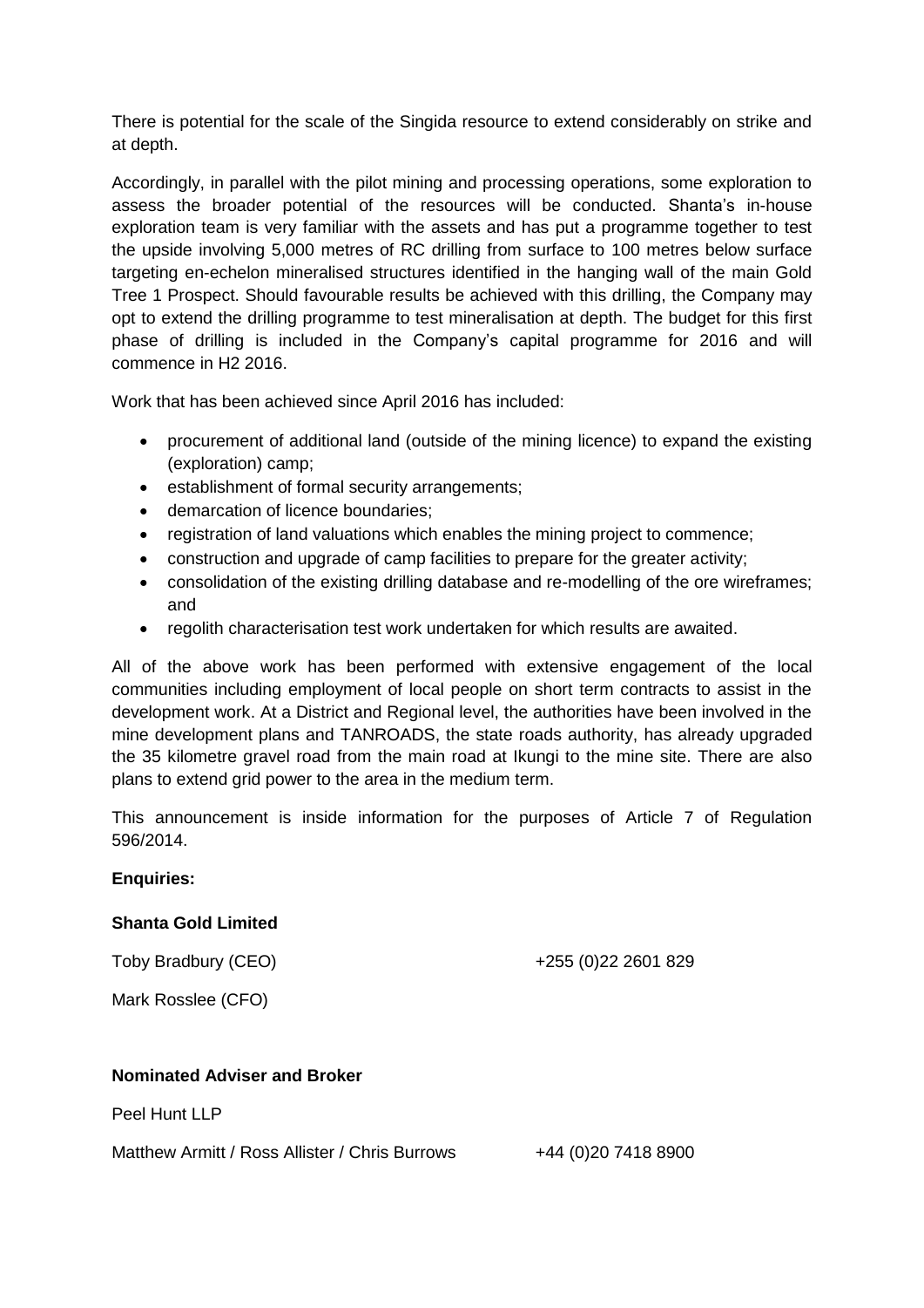There is potential for the scale of the Singida resource to extend considerably on strike and at depth.

Accordingly, in parallel with the pilot mining and processing operations, some exploration to assess the broader potential of the resources will be conducted. Shanta's in-house exploration team is very familiar with the assets and has put a programme together to test the upside involving 5,000 metres of RC drilling from surface to 100 metres below surface targeting en-echelon mineralised structures identified in the hanging wall of the main Gold Tree 1 Prospect. Should favourable results be achieved with this drilling, the Company may opt to extend the drilling programme to test mineralisation at depth. The budget for this first phase of drilling is included in the Company's capital programme for 2016 and will commence in H2 2016.

Work that has been achieved since April 2016 has included:

- procurement of additional land (outside of the mining licence) to expand the existing (exploration) camp;
- establishment of formal security arrangements;
- demarcation of licence boundaries;
- registration of land valuations which enables the mining project to commence;
- construction and upgrade of camp facilities to prepare for the greater activity;
- consolidation of the existing drilling database and re-modelling of the ore wireframes; and
- regolith characterisation test work undertaken for which results are awaited.

All of the above work has been performed with extensive engagement of the local communities including employment of local people on short term contracts to assist in the development work. At a District and Regional level, the authorities have been involved in the mine development plans and TANROADS, the state roads authority, has already upgraded the 35 kilometre gravel road from the main road at Ikungi to the mine site. There are also plans to extend grid power to the area in the medium term.

This announcement is inside information for the purposes of Article 7 of Regulation 596/2014.

**Enquiries:**

**Shanta Gold Limited**

Toby Bradbury (CEO) +255 (0)22 2601 829

Mark Rosslee (CFO)

**Nominated Adviser and Broker**

Peel Hunt LLP

Matthew Armitt / Ross Allister / Chris Burrows +44 (0)20 7418 8900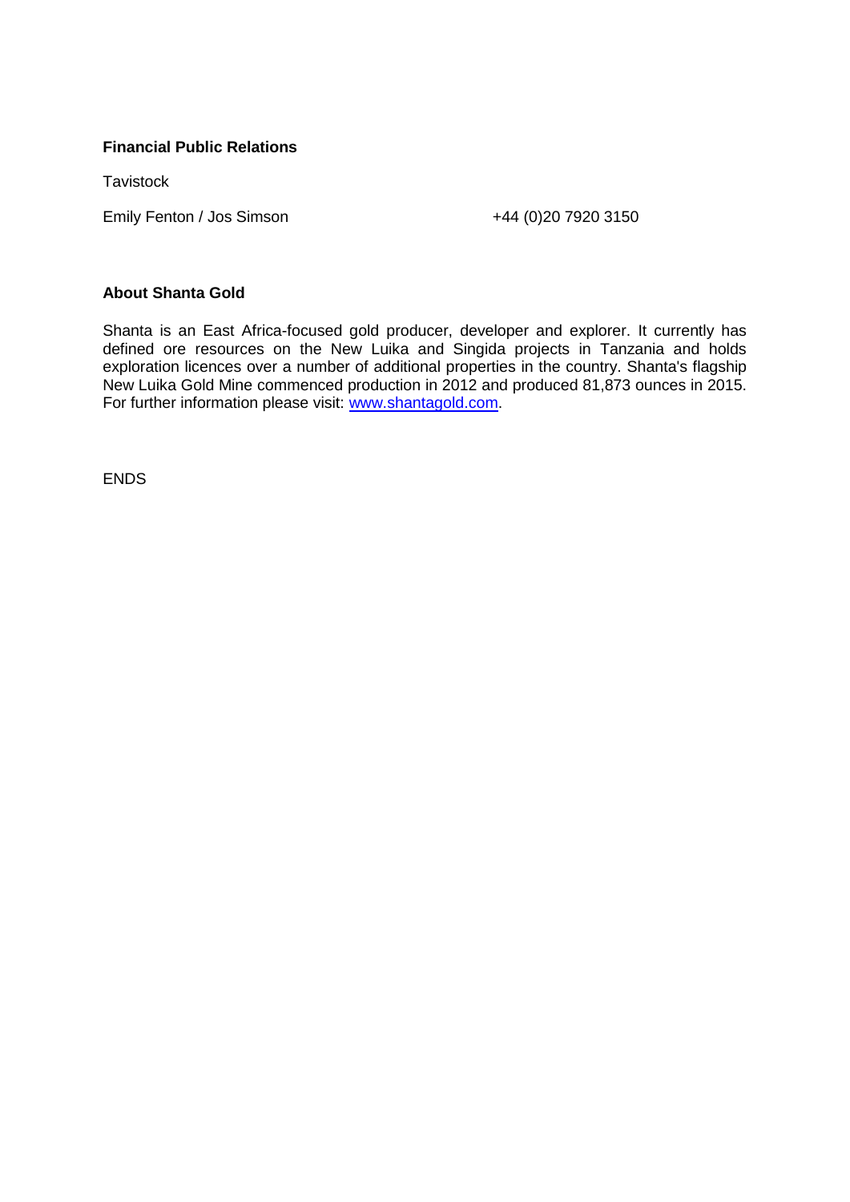**Financial Public Relations**

Tavistock

Emily Fenton / Jos Simson +44 (0)20 7920 3150

**About Shanta Gold**

Shanta is an East Africa-focused gold producer, developer and explorer. It currently has defined ore resources on the New Luika and Singida projects in Tanzania and holds exploration licences over a number of additional properties in the country. Shanta's flagship New Luika Gold Mine commenced production in 2012 and produced 81,873 ounces in 2015. For further information please visit: [www.shantagold.com](http://www.shantagold.com).

ENDS